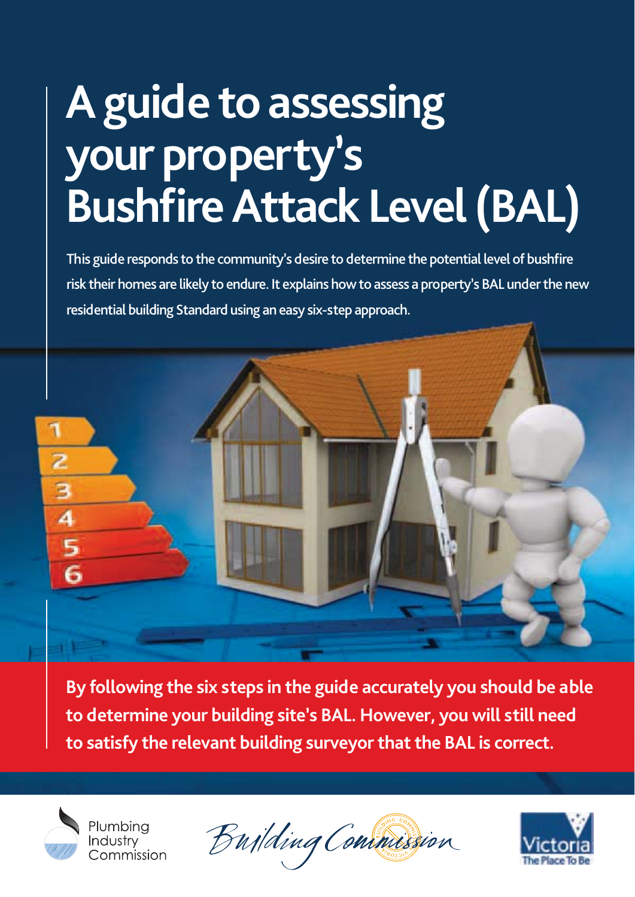# A guide to assessing your property's Bushfire Attack Level (BAL)

This guide responds to the community's desire to determine the potential level of bushfire risk their homes are likely to endure. It explains how to assess a property's BAL under the new residential building Standard using an easy six-step approach.

**By following the six steps in the guide accurately you should be able to determine your building site's BAL. However, you will still need to satisfy the relevant building surveyor that the BAL is correct.**

Plumbing Industry Commission

Building Commission

Victoria The Place To Be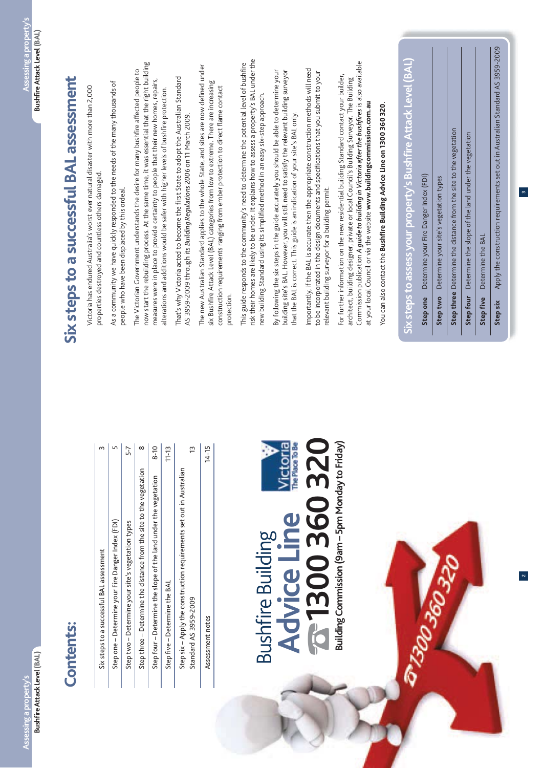# Contents:

| | |
|---|---|
| Six steps to a successful BAL assessment | 3 |
| Step one – Determine your Fire Danger Index (FDI) | 5 |
| Step two – Determine your site's vegetation types | 5-7 |
| Step three – Determine the distance from the site to the vegetation | 8 |
| Step four – Determine the slope of the land under the vegetation | 8-10 |
| Step five – Determine the BAL | 11-13 |
| Step six – Apply the construction requirements set out in Australian Standard AS 3959-2009 | 13 |
| Assessment notes | 14-15 |

Bushfire Building **Advice Line**

**1300 360 320**

**Building Commission (9am – 5pm Monday to Friday)**

# Six steps to a successful BAL assessment

Victoria has endured Australia's worst ever natural disaster with more than 2,000 properties destroyed and countless others damaged.

As a community we have quickly responded to the needs of the many thousands of people who have been displaced by this ordeal.

The Victorian Government understands the desire for many bushfire affected people to now start the rebuilding process. At the same time, it was essential that the right building measures were in place to provide certainty to people that their new homes, repairs, alterations and additions would be safer with higher levels of bushfire protection.

That's why Victoria acted to become the first State to adopt the Australian Standard AS 3959-2009 through its *Building Regulations 2006* on 11 March 2009.

The new Australian Standard applies to the whole State, and sites are now defined under six Bushfire Attack Level (BAL) categories from low to extreme. There are increasing construction requirements ranging from ember protection to direct flame contact protection.

This guide responds to the community's need to determine the potential level of bushfire risk their homes are likely to be under. It explains how to assess a property's BAL under the new building Standard using its simplified method in an easy six-step approach.

By following the six steps in the guide accurately you should be able to determine your building site's BAL. However, you will still need to satisfy the relevant building surveyor that the BAL is correct. This guide is an indication of your site's BAL only.

Importantly, if the BAL is accurate then the appropriate construction methods will need to be incorporated in the design documents and specifications that you submit to your relevant building surveyor for a building permit.

For further information on the new residential building Standard contact your builder, architect, building designer, private or local Council's Building Surveyor. The Building Commission publication ***A guide to building in Victoria after the bushfires*** is also available at your local Council or via the website **www.buildingcommission.com.au**

You can also contact the **Bushfire Building Advice Line on 1300 360 320**.

## Six steps to assess your property's Bushfire Attack Level (BAL)

| | |
|---|---|
| **Step one** | Determine your Fire Danger Index (FDI) |
| **Step two** | Determine your site's vegetation types |
| **Step three** | Determine the distance from the site to the vegetation |
| **Step four** | Determine the slope of the land under the vegetation |
| **Step five** | Determine the BAL |
| **Step six** | Apply the construction requirements set out in Australian Standard AS 3959-2009 |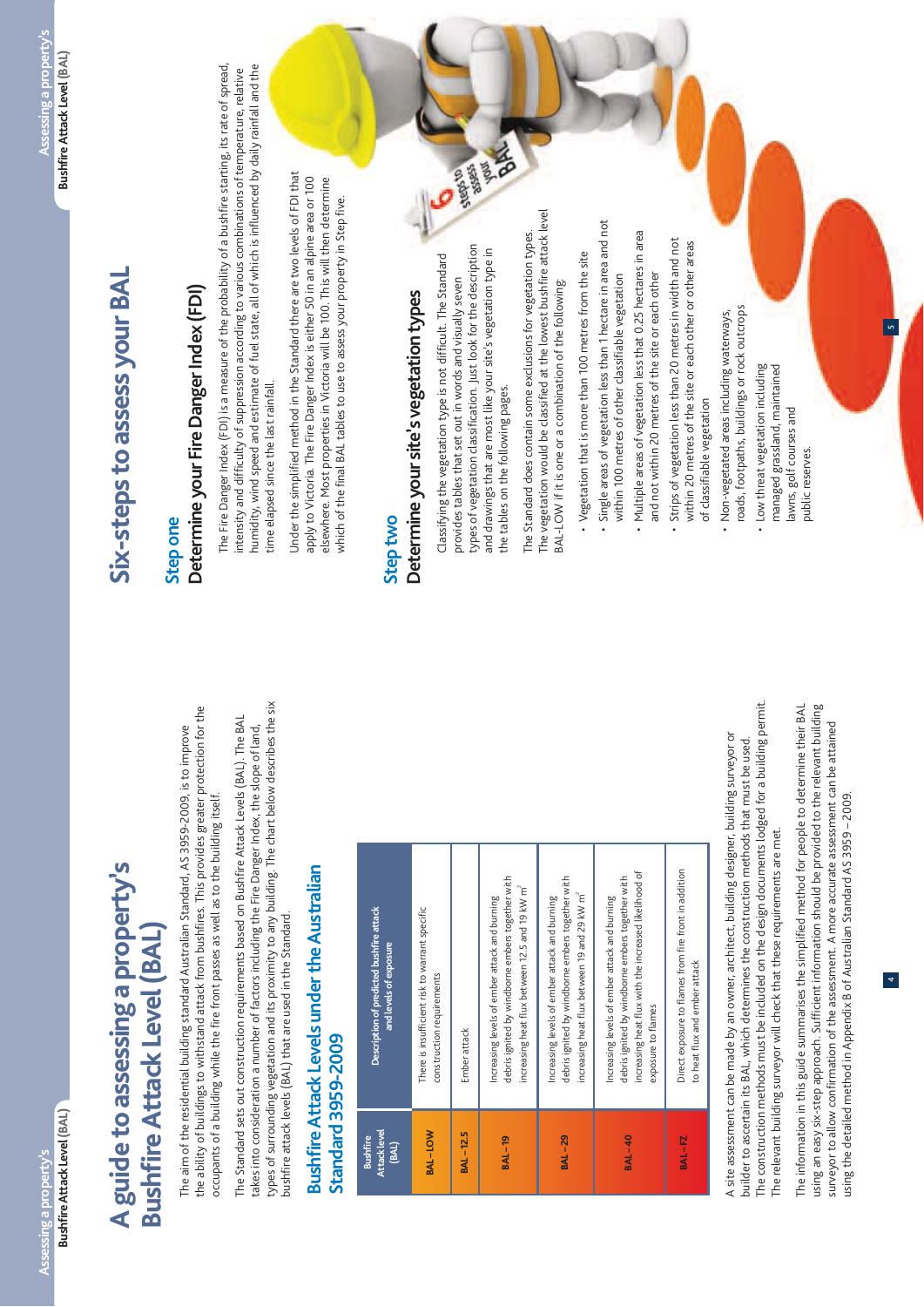# A guide to assessing a property's Bushfire Attack Level (BAL)

The aim of the residential building standard Australian Standard, AS 3959-2009, is to improve the ability of buildings to withstand attack from bushfires. This provides greater protection for the occupants of a building while the fire front passes as well as to the building itself.

The Standard sets out construction requirements based on Bushfire Attack Levels (BAL). The BAL takes into consideration a number of factors including the Fire Danger Index, the slope of land, types of surrounding vegetation and its proximity to any building. The chart below describes the six bushfire attack levels (BAL) that are used in the Standard.

## Bushfire Attack Levels under the Australian Standard 3959-2009

| Bushfire Attack level (BAL) | Description of predicted bushfire attack and levels of exposure |
|---|---|
| BAL–LOW | There is insufficient risk to warrant specific construction requirements |
| BAL–12.5 | Ember attack |
| BAL–19 | Increasing levels of ember attack and burning debris ignited by windborne embers together with increasing heat flux between 12.5 and 19 kW $m^2$ |
| BAL–29 | Increasing levels of ember attack and burning debris ignited by windborne embers together with increasing heat flux between 19 and 29 kW $m^2$ |
| BAL–40 | Increasing levels of ember attack and burning debris ignited by windborne embers together with increasing heat flux with the increased likelihood of exposure to flames |
| BAL–FZ | Direct exposure to flames from fire front in addition to heat flux and ember attack |

A site assessment can be made by an owner, architect, building designer, building surveyor or builder to ascertain its BAL, which determines the construction methods that must be used. The construction methods must be included on the design documents lodged for a building permit. The relevant building surveyor will check that these requirements are met.

The information in this guide summarises the simplified method for people to determine their BAL using an easy six-step approach. Sufficient information should be provided to the relevant building surveyor to allow confirmation of the assessment. A more accurate assessment can be attained using the detailed method in Appendix B of Australian Standard AS 3959 – 2009.

# Six-steps to assess your BAL

## Step one
### Determine your Fire Danger Index (FDI)

The Fire Danger Index (FDI) is a measure of the probability of a bushfire starting, its rate of spread, intensity and difficulty of suppression according to various combinations of temperature, relative humidity, wind speed and estimate of fuel state, all of which is influenced by daily rainfall and the time elapsed since the last rainfall.

Under the simplified method in the Standard there are two levels of FDI that apply to Victoria. The Fire Danger Index is either 50 in an alpine area or 100 elsewhere. Most properties in Victoria will be 100. This will then determine which of the final BAL tables to use to assess your property in Step five.

## Step two
### Determine your site's vegetation types

Classifying the vegetation type is not difficult. The Standard provides tables that set out in words and visually seven types of vegetation classification. Just look for the description and drawings that are most like your site's vegetation type in the tables on the following pages.

The Standard does contain some exclusions for vegetation types. The vegetation would be classified at the lowest bushfire attack level BAL-LOW if it is one or a combination of the following:

- Vegetation that is more than 100 metres from the site
- Single areas of vegetation less than 1 hectare in area and not within 100 metres of other classifiable vegetation
- Multiple areas of vegetation less that 0.25 hectares in area and not within 20 metres of the site or each other
- Strips of vegetation less than 20 metres in width and not within 20 metres of the site or each other or other areas of classifiable vegetation
- Non-vegetated areas including waterways, roads, footpaths, buildings or rock outcrops
- Low threat vegetation including managed grassland, maintained lawns, golf courses and public reserves.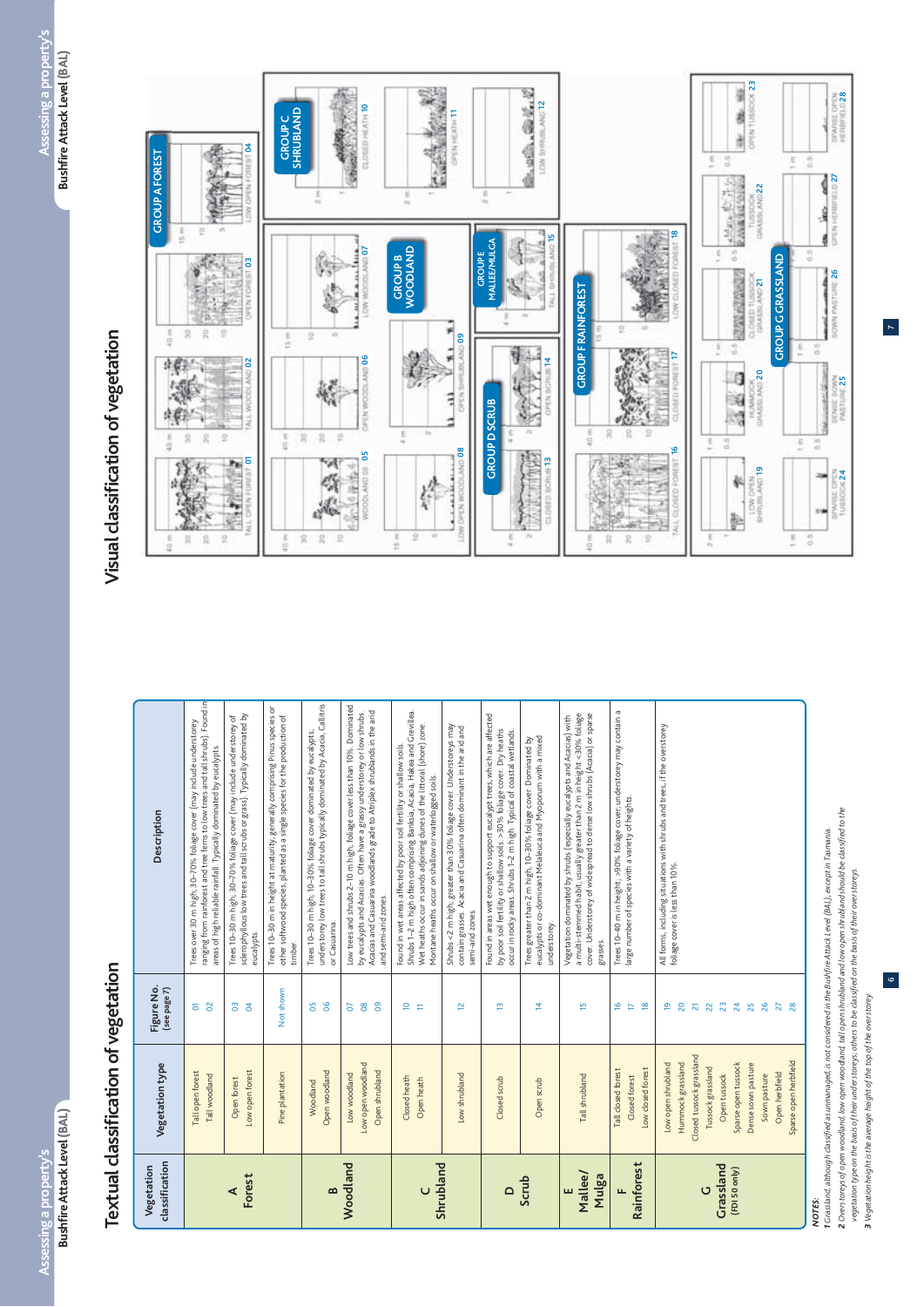# Textual classification of vegetation

| Vegetation classification | Vegetation type | Figure No. (see page 7) | Description |
|---|---|---|---|
| **A Forest** | Tall open forest<br>Tall woodland | 01<br>02 | Trees over 30 m high; 30–70% foliage cover (may include understorey ranging from rainforest and tree ferns to low trees and tall shrubs). Found in areas of high reliable rainfall. Typically dominated by eucalypts. |
| | Open forest<br>Low open forest | 03<br>04 | Trees 10–30 m high; 30–70% foliage cover (may include understorey of sclerophyllous low trees and tall scrubs or grass). Typically dominated by eucalypts. |
| | Pine plantation | Not shown | Trees 10–30 m in height at maturity, generally comprising Pinus species or other softwood species, planted as a single species for the production of timber. |
| **B Woodland** | Woodland<br>Open woodland | 05<br>06 | Trees 10–30 m high; 10–30% foliage cover dominated by eucalypts; understorey low trees to tall shrubs typically dominated by Acacia, Callitris or Casuarina. |
| | Low woodland<br>Low open woodland<br>Open shrubland | 07<br>08<br>09 | Low trees and shrubs 2–10 m high; foliage cover less than 10%. Dominated by eucalypts and Acacias. Often have a grassy understorey or low shrubs. Acacias and Casuarina woodlands grade to Atriplex shrublands in the arid and semi-arid zones. |
| **C Shrubland** | Closed heath<br>Open heath | 10<br>11 | Found in wet areas affected by poor soil fertility or shallow soils. Shrubs 1–2 m high often comprising Banksia, Acacia, Hakea and Grevillea. Wet heaths occur in sands adjoining dunes of the littoral (shore) zone. Montane heaths occur on shallow or waterlogged soils. |
| | Low shrubland | 12 | Shrubs <2 m high, greater than 30% foliage cover. Understoreys may contain grasses. Acacia and Casuarina often dominant in the arid and semi-arid zones. |
| **D Scrub** | Closed scrub | 13 | Found in areas wet enough to support eucalypt trees, which are affected by poor soil fertility or shallow soils. >30% foliage cover. Dry heaths occur in rocky areas. Shrubs 1–2 m high. Typical of coastal wetlands. |
| | Open scrub | 14 | Trees greater than 2 m high, 10–30% foliage cover. Dominated by eucalypts or co-dominant Melaleuca and Myoporum with a mixed understorey. |
| **E Mallee/ Mulga** | Tall shrubland | 15 | Vegetation dominated by shrubs (especially eucalypts and Acacias) with a multi-stemmed habit; usually greater than 2 m in height <30% foliage cover. Understorey of widespread to dense low shrubs (Acacia) or sparse grasses. |
| **F Rainforest** | Tall closed forest<br>Closed forest<br>Low closed forest | 16<br>17<br>18 | Trees 10–40 m in height; >90% foliage cover; understorey may contain a large number of species with a variety of heights. |
| **G Grassland (FDI 50 only)** | Low open shrubland<br>Hummock grassland<br>Closed tussock grassland<br>Tussock grassland<br>Open tussock<br>Sparse open tussock<br>Dense sown pasture<br>Sown pasture<br>Open herbfield<br>Sparse open herbfield | 19<br>20<br>21<br>22<br>23<br>24<br>25<br>26<br>27<br>28 | All forms, including situations with shrubs and trees, if the overstorey foliage cover is less than 10%. |

**NOTES:**

*1 Grassland, although classified as unmanaged, is not considered in the Bushfire Attack Level (BAL) except in Tasmania.*

*2 Overstoreys of open woodland, low open woodland, tall open shrubland and low open shrubland should be classified to the vegetation type on the basis of their understoreys; others to be classified on the basis of their overstoreys.*

*3 Vegetation height is the average height of the top of the overstorey.*

# Visual classification of vegetation

**GROUP A FOREST**: Tall open forest 01, Tall woodland 02, Open forest 03, Low open forest 04

**GROUP B WOODLAND**: Woodland 05, Open woodland 06, Low woodland 07, Low open woodland 08, Open shrubland 09

**GROUP C SHRUBLAND**: Closed heath 10, Open heath 11, Low shrubland 12

**GROUP D SCRUB**: Closed scrub 13, Open scrub 14

**GROUP E MALLEE/MULGA**: Tall shrubland 15

**GROUP F RAINFOREST**: Tall closed forest 16, Closed forest 17, Low closed forest 18

**GROUP G GRASSLAND**: Low open shrubland 19, Hummock grassland 20, Closed tussock grassland 21, Tussock grassland 22, Open tussock 23, Sparse open tussock 24, Dense sown pasture 25, Sown pasture 26, Open herbfield 27, Sparse open herbfield 28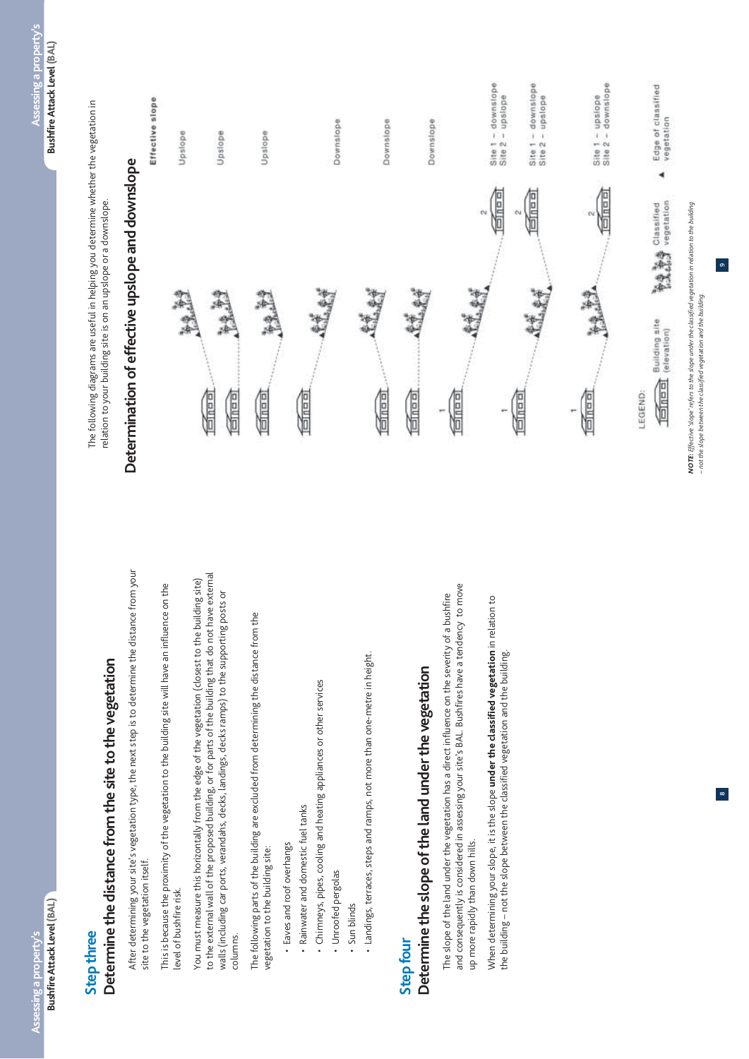## Step three

### Determine the distance from the site to the vegetation

After determining your site's vegetation type, the next step is to determine the distance from your site to the vegetation itself.

This is because the proximity of the vegetation to the building site will have an influence on the level of bushfire risk.

You must measure this horizontally from the edge of the vegetation (closest to the building site) to the external wall of the proposed building, or for parts of the building that do not have external walls (including car ports, verandahs, decks, landings, decks ramps) to the supporting posts or columns.

The following parts of the building are excluded from determining the distance from the vegetation to the building site:

- Eaves and roof overhangs
- Rainwater and domestic fuel tanks
- Chimneys, pipes, cooling and heating appliances or other services
- Unroofed pergolas
- Sun blinds
- Landings, terraces, steps and ramps, not more than one-metre in height.

## Step four

### Determine the slope of the land under the vegetation

The slope of the land under the vegetation has a direct influence on the severity of a bushfire and consequently is considered in assessing your site's BAL. Bushfires have a tendency to move up more rapidly than down hills.

When determining your slope, it is the slope **under the classified vegetation** in relation to the building – not the slope between the classified vegetation and the building.

The following diagrams are useful in helping you determine whether the vegetation in relation to your building site is on an upslope or a downslope.

### Determination of effective upslope and downslope

| Diagram | Effective slope |
|---|---|
| 1 | Upslope |
| 2 | Upslope |
| 3 | Upslope |
| 4 | Downslope |
| 5 | Downslope |
| 6 | Downslope |
| 7 | Site 1 – downslope<br>Site 2 – upslope |
| 8 | Site 1 – downslope<br>Site 2 – upslope |
| 9 | Site 1 – upslope<br>Site 2 – downslope |

LEGEND: Building site (elevation); Classified vegetation; ▲ Edge of classified vegetation

***NOTE:*** *Effective 'slope' refers to the slope under the classified vegetation in relation to the building – not the slope between the classified vegetation and the building.*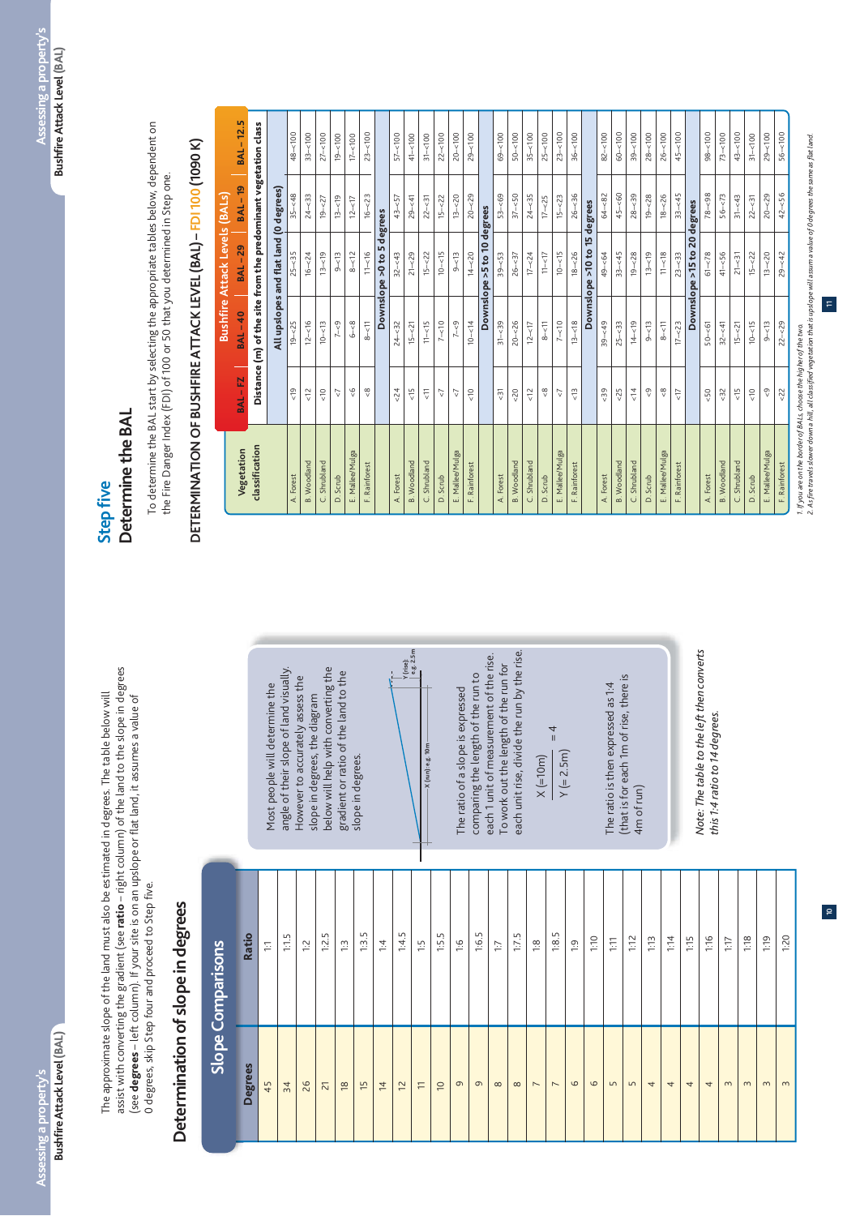The approximate slope of the land must also be estimated in degrees. The table below will assist with converting the gradient (see **ratio** – right column) of the land to the slope in degrees (see **degrees** – left column). If your site is on an upslope or flat land, it assumes a value of 0 degrees, skip Step four and proceed to Step five.

## Determination of slope in degrees

### Slope Comparisons

| Degrees | Ratio |
|---|---|
| 45 | 1:1 |
| 34 | 1:1.5 |
| 26 | 1:2 |
| 21 | 1:2.5 |
| 18 | 1:3 |
| 15 | 1:3.5 |
| 14 | 1:4 |
| 12 | 1:4.5 |
| 11 | 1:5 |
| 10 | 1:5.5 |
| 9 | 1:6 |
| 9 | 1:6.5 |
| 8 | 1:7 |
| 8 | 1:7.5 |
| 7 | 1:8 |
| 7 | 1:8.5 |
| 6 | 1:9 |
| 6 | 1:10 |
| 5 | 1:11 |
| 5 | 1:12 |
| 4 | 1:13 |
| 4 | 1:14 |
| 4 | 1:15 |
| 4 | 1:16 |
| 3 | 1:17 |
| 3 | 1:18 |
| 3 | 1:19 |
| 3 | 1:20 |

Most people will determine the angle of their slope of land visually. However to accurately assess the slope in degrees, the diagram below will help with converting the gradient or ratio of the land to the slope in degrees.

X (run) e.g. 10m — Y (rise) e.g. 2.5m

The ratio of a slope is expressed comparing the length of the run to each 1 unit of measurement of the rise. To work out the length of the run for each unit rise, divide the run by the rise.

$$\frac{X\ (=10m)}{Y\ (=2.5m)} = 4$$

The ratio is then expressed as 1:4 (that is for each 1m of rise, there is 4m of run)

*Note: The table to the left then converts this 1:4 ratio to 14 degrees.*

# Step five

## Determine the BAL

To determine the BAL start by selecting the appropriate tables below, dependent on the Fire Danger Index (FDI) of 100 or 50 that you determined in Step one.

### DETERMINATION OF BUSHFIRE ATTACK LEVEL (BAL) – FDI 100 (1090 K)

| Vegetation classification | Bushfire Attack Levels (BALs) | | | | |
|---|---|---|---|---|---|
| | BAL – FZ | BAL – 40 | BAL – 29 | BAL – 19 | BAL – 12.5 |
| | Distance (m) of the site from the predominant vegetation class | | | | |
| **All upslopes and flat land (0 degrees)** | | | | | |
| A. Forest | <19 | 19–<25 | 25–<35 | 35–<48 | 48–<100 |
| B. Woodland | <12 | 12–<16 | 16–<24 | 24–<33 | 33–<100 |
| C. Shrubland | <10 | 10–<13 | 13–<19 | 19–<27 | 27–<100 |
| D. Scrub | <7 | 7–<9 | 9–<13 | 13–<19 | 19–<100 |
| E. Mallee/Mulga | <6 | 6–<8 | 8–<12 | 12–<17 | 17–<100 |
| F. Rainforest | <8 | 8–<11 | 11–<16 | 16–<23 | 23–<100 |
| **Downslope >0 to 5 degrees** | | | | | |
| A. Forest | <24 | 24–<32 | 32–<43 | 43–<57 | 57–<100 |
| B. Woodland | <15 | 15–<21 | 21–<29 | 29–<41 | 41–<100 |
| C. Shrubland | <11 | 11–<15 | 15–<22 | 22–<31 | 31–<100 |
| D. Scrub | <7 | 7–<10 | 10–<15 | 15–<22 | 22–<100 |
| E. Mallee/Mulga | <7 | 7–<9 | 9–<13 | 13–<20 | 20–<100 |
| F. Rainforest | <10 | 10–<14 | 14–<20 | 20–<29 | 29–<100 |
| **Downslope >5 to 10 degrees** | | | | | |
| A. Forest | <31 | 31–<39 | 39–<53 | 53–<69 | 69–<100 |
| B. Woodland | <20 | 20–<26 | 26–<37 | 37–<50 | 50–<100 |
| C. Shrubland | <12 | 12–<17 | 17–<24 | 24–<35 | 35–<100 |
| D. Scrub | <8 | 8–<11 | 11–<17 | 17–<25 | 25–<100 |
| E. Mallee/Mulga | <7 | 7–<10 | 10–<15 | 15–<23 | 23–<100 |
| F. Rainforest | <13 | 13–<18 | 18–<26 | 26–<36 | 36–<100 |
| **Downslope >10 to 15 degrees** | | | | | |
| A. Forest | <39 | 39–<49 | 49–<64 | 64–<82 | 82–<100 |
| B. Woodland | <25 | 25–<33 | 33–<45 | 45–<60 | 60–<100 |
| C. Shrubland | <14 | 14–<19 | 19–<28 | 28–<39 | 39–<100 |
| D. Scrub | <9 | 9–<13 | 13–<19 | 19–<28 | 28–<100 |
| E. Mallee/Mulga | <8 | 8–<11 | 11–<18 | 18–<26 | 26–<100 |
| F. Rainforest | <17 | 17–<23 | 23–<33 | 33–<45 | 45–<100 |
| **Downslope >15 to 20 degrees** | | | | | |
| A. Forest | <50 | 50–<61 | 61–<78 | 78–<98 | 98–<100 |
| B. Woodland | <32 | 32–<41 | 41–<56 | 56–<73 | 73–<100 |
| C. Shrubland | <15 | 15–<21 | 21–<31 | 31–<43 | 43–<100 |
| D. Scrub | <10 | 10–<15 | 15–<22 | 22–<31 | 31–<100 |
| E. Mallee/Mulga | <9 | 9–<13 | 13–<20 | 20–<29 | 29–<100 |
| F. Rainforest | <22 | 22–<29 | 29–<42 | 42–<56 | 56–<100 |

*1. If you are on the border of BALs, choose the higher of the two.*

*2. As fire travels slower down a hill, all classified vegetation that is upslope will assume a value of 0 degrees the same as flat land.*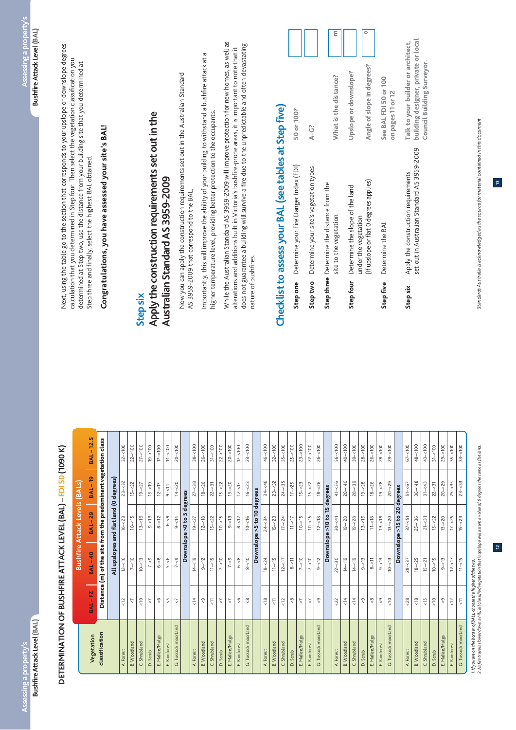# DETERMINATION OF BUSHFIRE ATTACK LEVEL (BAL) – FDI 50 (1090 K)

| Vegetation classification | BAL – FZ | BAL – 40 | BAL – 29 | BAL – 19 | BAL – 12.5 |
|---|---|---|---|---|---|
| | **Distance (m) of the site from the predominant vegetation class** | | | | |
| **All upslopes and flat land (0 degrees)** | | | | | |
| A. Forest | <12 | 12–<16 | 16–<23 | 23–<32 | 32–<100 |
| B. Woodland | <7 | 7–<10 | 10–<15 | 15–<22 | 22–<100 |
| C. Shrubland | <10 | 10–<13 | 13–<19 | 19–<27 | 27–<100 |
| D. Scrub | <7 | 7–<9 | 9–<13 | 13–<19 | 19–<100 |
| E. Mallee/Mulga | <6 | 6–<8 | 8–<12 | 12–<17 | 17–<100 |
| F. Rainforest | <5 | 5–<6 | 6–<9 | 9–<14 | 14–<100 |
| G. Tussock moorland | <7 | 7–<9 | 9–<14 | 14–<20 | 20–<100 |
| **Downslope >0 to 5 degrees** | | | | | |
| A. Forest | <14 | 14–<19 | 19–<27 | 27–<38 | 38–<100 |
| B. Woodland | <9 | 9–<12 | 12–<18 | 18–<26 | 26–<100 |
| C. Shrubland | <11 | 11–<15 | 15–<22 | 22–<31 | 31–<100 |
| D. Scrub | <7 | 7–<10 | 10–<15 | 15–<22 | 22–<100 |
| E. Mallee/Mulga | <7 | 7–<9 | 9–<13 | 13–<20 | 20–<100 |
| F. Rainforest | <6 | 6–<8 | 8–<12 | 12–<17 | 17–<100 |
| G. Tussock moorland | <8 | 8–<10 | 10–<16 | 16–<23 | 23–<100 |
| **Downslope >5 to 10 degrees** | | | | | |
| A. Forest | <18 | 18–<24 | 24–<34 | 34–<46 | 46–<100 |
| B. Woodland | <11 | 11–<15 | 15–<23 | 23–<32 | 32–<100 |
| C. Shrubland | <12 | 12–<17 | 17–<24 | 24–<35 | 35–<100 |
| D. Scrub | <8 | 8–<11 | 11–<17 | 17–<25 | 25–<100 |
| E. Mallee/Mulga | <7 | 7–<10 | 10–<15 | 15–<23 | 23–<100 |
| F. Rainforest | <7 | 7–<10 | 10–<15 | 15–<22 | 22–<100 |
| G. Tussock moorland | <9 | 9–<12 | 12–<18 | 18–<26 | 26–<100 |
| **Downslope >10 to 15 degrees** | | | | | |
| A. Forest | <22 | 22–<30 | 30–<41 | 41–<56 | 56–<100 |
| B. Woodland | <14 | 14–<19 | 19–<28 | 28–<40 | 40–<100 |
| C. Shrubland | <14 | 14–<19 | 19–<28 | 28–<39 | 39–<100 |
| D. Scrub | <9 | 9–<13 | 13–<19 | 19–<28 | 28–<100 |
| E. Mallee/Mulga | <8 | 8–<11 | 11–<18 | 18–<26 | 26–<100 |
| F. Rainforest | <9 | 9–<13 | 13–<19 | 19–<28 | 28–<100 |
| G. Tussock moorland | <10 | 10–<13 | 13–<20 | 20–<29 | 29–<100 |
| **Downslope >15 to 20 degrees** | | | | | |
| A. Forest | <28 | 28–<37 | 37–<51 | 51–<67 | 67–<100 |
| B. Woodland | <18 | 18–<25 | 25–<36 | 36–<48 | 48–<100 |
| C. Shrubland | <15 | 15–<21 | 21–<31 | 31–<43 | 43–<100 |
| D. Scrub | <10 | 10–<15 | 15–<22 | 22–<31 | 31–<100 |
| E. Mallee/Mulga | <9 | 9–<13 | 13–<20 | 20–<29 | 29–<100 |
| F. Rainforest | <12 | 12–<17 | 17–<25 | 25–<35 | 35–<100 |
| G. Tussock moorland | <11 | 11–<15 | 15–<23 | 23–<33 | 33–<100 |

*1. If you are on the border of BALs, choose the higher of the two.*
*2. As fire travels slower down a hill, all classified vegetation that is upslope will assume a value of 0 degrees the same as flat land.*

Next, using the table go to the section that corresponds to your upslope or downslope degrees calculation that you determined in Step four. Then select the vegetation classification you determined at Step two, use the distance from your building site that you determined at Step three and finally, select the highest BAL obtained.

**Congratulations, you have assessed your site's BAL!**

## Step six
## Apply the construction requirements set out in the Australian Standard AS 3959-2009

Now you can apply the construction requirements set out in the Australian Standard AS 3959-2009 that correspond to the BAL.

Importantly, this will improve the ability of your building to withstand a bushfire attack at a higher temperature level, providing better protection to the occupants.

While the Australian Standard AS 3959-2009 will improve protection for new homes, as well as alterations and additions built in Victoria's bushfire-prone areas, it is important to note that it does not guarantee a building will survive a fire due to the unpredictable and often devastating nature of bushfires.

## Checklist to assess your BAL (see tables at Step five)

| | | | |
|---|---|---|---|
| **Step one** | Determine your Fire Danger Index (FDI) | 50 or 100? | |
| **Step two** | Determine your site's vegetation types | A-G? | |
| **Step three** | Determine the distance from the site to the vegetation | What is the distance? | m |
| **Step four** | Determine the slope of the land under the vegetation (If upslope or flat 0 degrees applies) | Upslope or downslope? Angle of slope in degrees? | ° |
| **Step five** | Determine the BAL | See BAL FDI 50 or 100 on pages 11 or 12 | |
| **Step six** | Apply the construction requirements set out in Australian Standard AS 3959-2009 | Talk to your builder or architect, building designer, private or local Council Building Surveyor. | |

*Standards Australia is acknowledged as the source for material contained in this document.*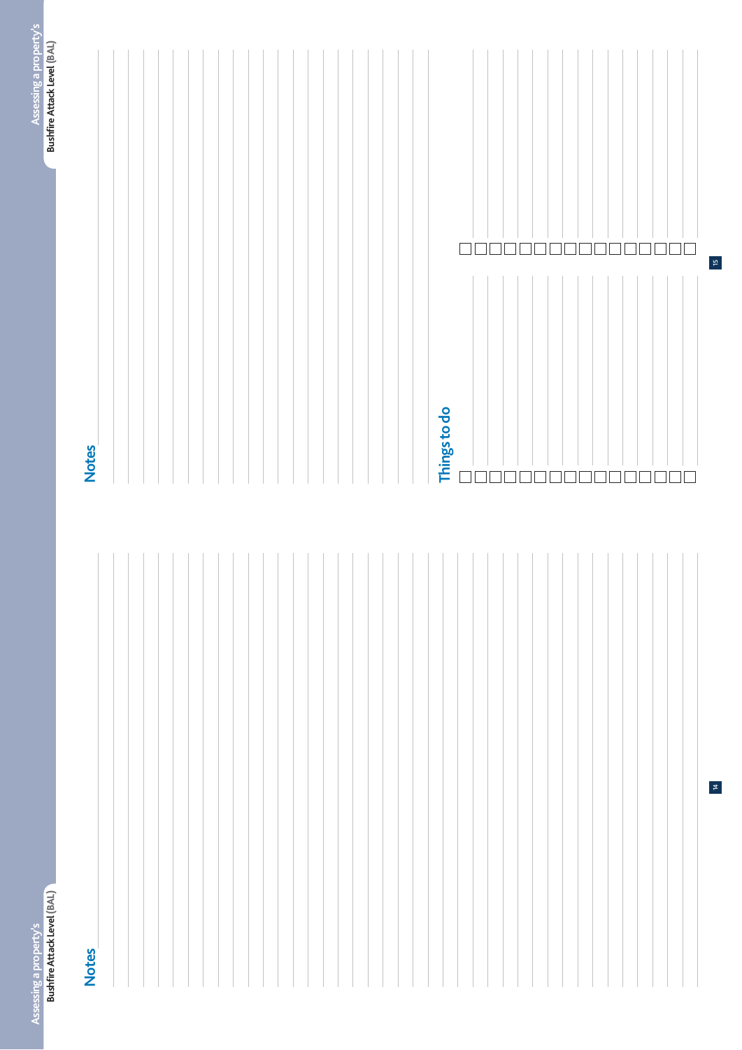## Notes

## Notes

## Things to do

- [ ] 
- [ ] 
- [ ] 
- [ ] 
- [ ] 
- [ ] 
- [ ] 
- [ ] 
- [ ] 
- [ ] 
- [ ] 
- [ ] 
- [ ] 
- [ ] 
- [ ] 
- [ ] 
- [ ] 
- [ ] 
- [ ] 
- [ ] 
- [ ] 
- [ ] 
- [ ] 
- [ ] 
- [ ] 
- [ ] 
- [ ] 
- [ ] 
- [ ] 
- [ ]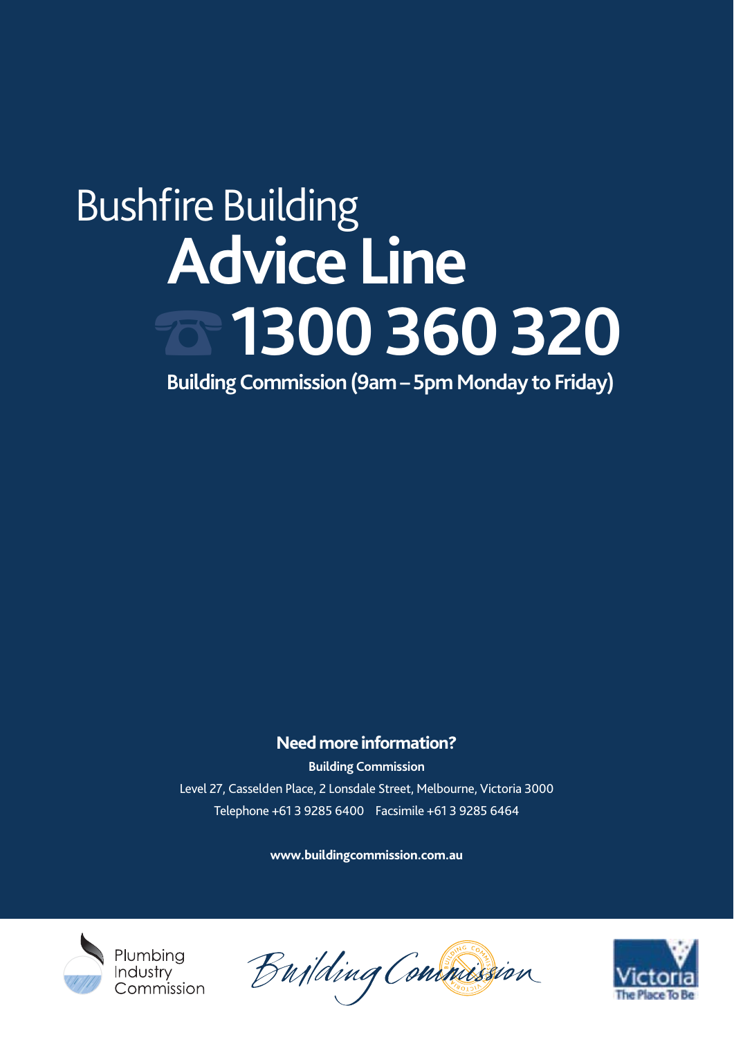# Bushfire Building Advice Line

# 1300 360 320

**Building Commission (9am – 5pm Monday to Friday)**

**Need more information?**

**Building Commission**

Level 27, Casselden Place, 2 Lonsdale Street, Melbourne, Victoria 3000

Telephone +61 3 9285 6400 Facsimile +61 3 9285 6464

**www.buildingcommission.com.au**

Plumbing Industry Commission

Building Commission

Victoria The Place To Be